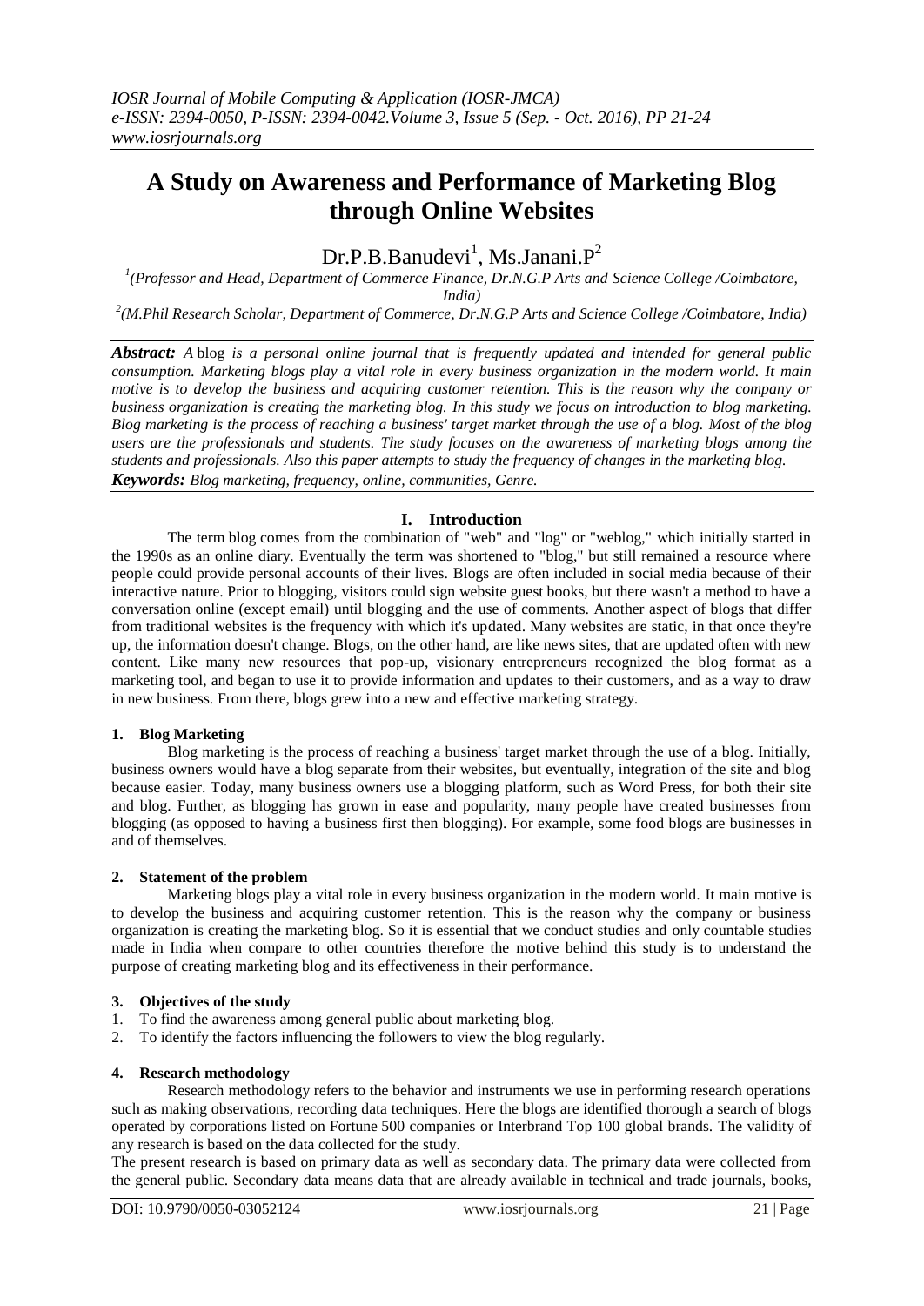# A Study on Awareness and Performance of Marketing Blog through Online Websites

Dr.P.B.Banudevi[1], Ms.Janani.P[2]

[1](Professor and Head, Department of Commerce Finance, Dr.N.G.P Arts and Science College /Coimbatore, India)

[2](M.Phil Research Scholar, Department of Commerce, Dr.N.G.P Arts and Science College /Coimbatore, India)

***Abstract:*** *A* blog *is a personal online journal that is frequently updated and intended for general public consumption. Marketing blogs play a vital role in every business organization in the modern world. It main motive is to develop the business and acquiring customer retention. This is the reason why the company or business organization is creating the marketing blog. In this study we focus on introduction to blog marketing. Blog marketing is the process of reaching a business' target market through the use of a blog. Most of the blog users are the professionals and students. The study focuses on the awareness of marketing blogs among the students and professionals. Also this paper attempts to study the frequency of changes in the marketing blog.*

***Keywords:*** *Blog marketing, frequency, online, communities, Genre.*

## I. Introduction

The term blog comes from the combination of "web" and "log" or "weblog," which initially started in the 1990s as an online diary. Eventually the term was shortened to "blog," but still remained a resource where people could provide personal accounts of their lives. Blogs are often included in social media because of their interactive nature. Prior to blogging, visitors could sign website guest books, but there wasn't a method to have a conversation online (except email) until blogging and the use of comments. Another aspect of blogs that differ from traditional websites is the frequency with which it's updated. Many websites are static, in that once they're up, the information doesn't change. Blogs, on the other hand, are like news sites, that are updated often with new content. Like many new resources that pop-up, visionary entrepreneurs recognized the blog format as a marketing tool, and began to use it to provide information and updates to their customers, and as a way to draw in new business. From there, blogs grew into a new and effective marketing strategy.

### 1. Blog Marketing

Blog marketing is the process of reaching a business' target market through the use of a blog. Initially, business owners would have a blog separate from their websites, but eventually, integration of the site and blog because easier. Today, many business owners use a blogging platform, such as Word Press, for both their site and blog. Further, as blogging has grown in ease and popularity, many people have created businesses from blogging (as opposed to having a business first then blogging). For example, some food blogs are businesses in and of themselves.

### 2. Statement of the problem

Marketing blogs play a vital role in every business organization in the modern world. It main motive is to develop the business and acquiring customer retention. This is the reason why the company or business organization is creating the marketing blog. So it is essential that we conduct studies and only countable studies made in India when compare to other countries therefore the motive behind this study is to understand the purpose of creating marketing blog and its effectiveness in their performance.

### 3. Objectives of the study

1. To find the awareness among general public about marketing blog.
2. To identify the factors influencing the followers to view the blog regularly.

### 4. Research methodology

Research methodology refers to the behavior and instruments we use in performing research operations such as making observations, recording data techniques. Here the blogs are identified thorough a search of blogs operated by corporations listed on Fortune 500 companies or Interbrand Top 100 global brands. The validity of any research is based on the data collected for the study.

The present research is based on primary data as well as secondary data. The primary data were collected from the general public. Secondary data means data that are already available in technical and trade journals, books,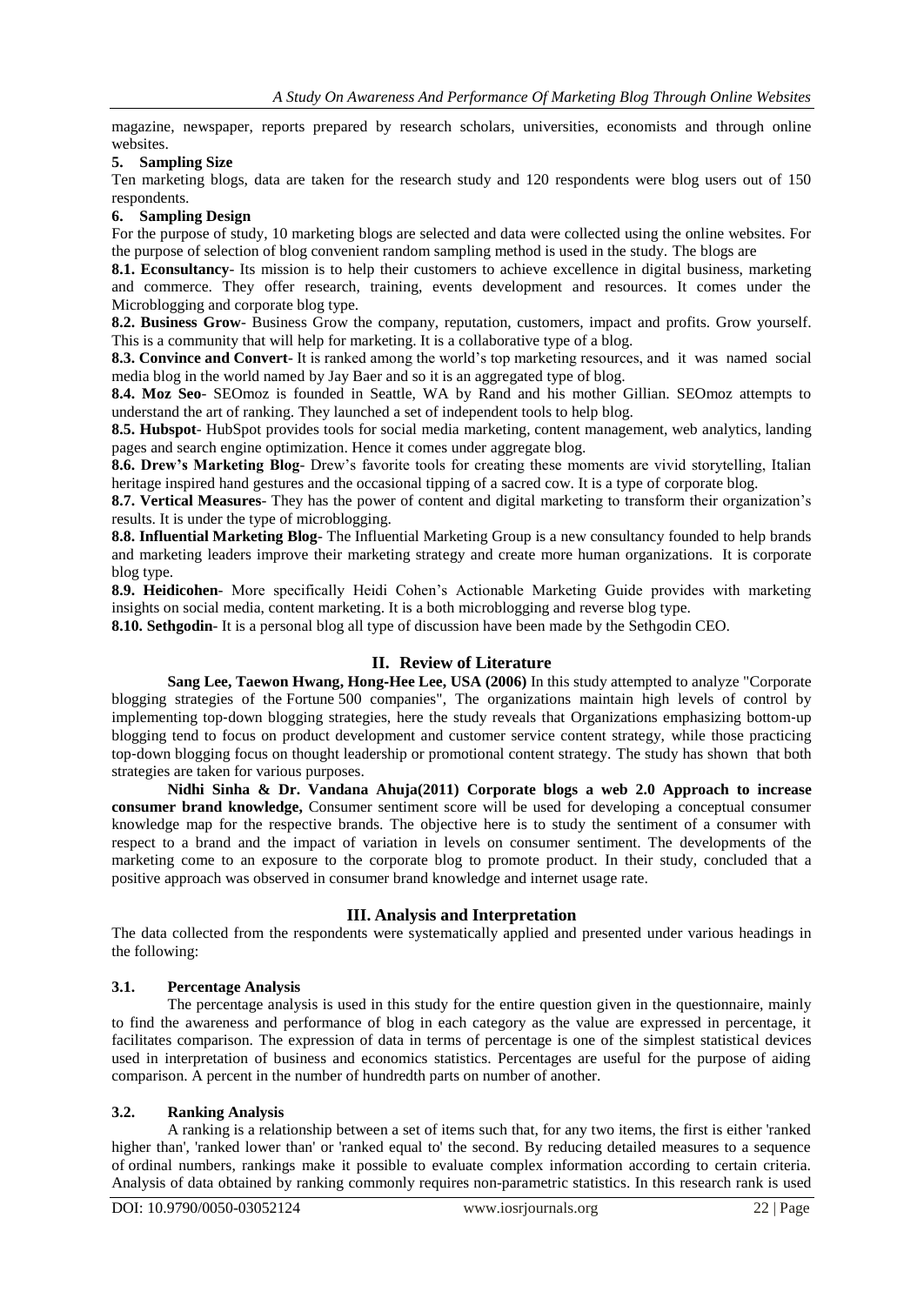magazine, newspaper, reports prepared by research scholars, universities, economists and through online websites.

**5. Sampling Size**

Ten marketing blogs, data are taken for the research study and 120 respondents were blog users out of 150 respondents.

**6. Sampling Design**

For the purpose of study, 10 marketing blogs are selected and data were collected using the online websites. For the purpose of selection of blog convenient random sampling method is used in the study. The blogs are

**8.1. Econsultancy**- Its mission is to help their customers to achieve excellence in digital business, marketing and commerce. They offer research, training, events development and resources. It comes under the Microblogging and corporate blog type.

**8.2. Business Grow**- Business Grow the company, reputation, customers, impact and profits. Grow yourself. This is a community that will help for marketing. It is a collaborative type of a blog.

**8.3. Convince and Convert**- It is ranked among the world's top marketing resources, and it was named social media blog in the world named by Jay Baer and so it is an aggregated type of blog.

**8.4. Moz Seo**- SEOmoz is founded in Seattle, WA by Rand and his mother Gillian. SEOmoz attempts to understand the art of ranking. They launched a set of independent tools to help blog.

**8.5. Hubspot**- HubSpot provides tools for social media marketing, content management, web analytics, landing pages and search engine optimization. Hence it comes under aggregate blog.

**8.6. Drew's Marketing Blog**- Drew's favorite tools for creating these moments are vivid storytelling, Italian heritage inspired hand gestures and the occasional tipping of a sacred cow. It is a type of corporate blog.

**8.7. Vertical Measures**- They has the power of content and digital marketing to transform their organization's results. It is under the type of microblogging.

**8.8. Influential Marketing Blog**- The Influential Marketing Group is a new consultancy founded to help brands and marketing leaders improve their marketing strategy and create more human organizations. It is corporate blog type.

**8.9. Heidicohen**- More specifically Heidi Cohen's Actionable Marketing Guide provides with marketing insights on social media, content marketing. It is a both microblogging and reverse blog type.

**8.10. Sethgodin**- It is a personal blog all type of discussion have been made by the Sethgodin CEO.

## II. Review of Literature

**Sang Lee, Taewon Hwang, Hong-Hee Lee, USA (2006)** In this study attempted to analyze "Corporate blogging strategies of the Fortune 500 companies", The organizations maintain high levels of control by implementing top-down blogging strategies, here the study reveals that Organizations emphasizing bottom-up blogging tend to focus on product development and customer service content strategy, while those practicing top-down blogging focus on thought leadership or promotional content strategy. The study has shown that both strategies are taken for various purposes.

**Nidhi Sinha & Dr. Vandana Ahuja(2011) Corporate blogs a web 2.0 Approach to increase consumer brand knowledge,** Consumer sentiment score will be used for developing a conceptual consumer knowledge map for the respective brands. The objective here is to study the sentiment of a consumer with respect to a brand and the impact of variation in levels on consumer sentiment. The developments of the marketing come to an exposure to the corporate blog to promote product. In their study, concluded that a positive approach was observed in consumer brand knowledge and internet usage rate.

## III. Analysis and Interpretation

The data collected from the respondents were systematically applied and presented under various headings in the following:

### 3.1. Percentage Analysis

The percentage analysis is used in this study for the entire question given in the questionnaire, mainly to find the awareness and performance of blog in each category as the value are expressed in percentage, it facilitates comparison. The expression of data in terms of percentage is one of the simplest statistical devices used in interpretation of business and economics statistics. Percentages are useful for the purpose of aiding comparison. A percent in the number of hundredth parts on number of another.

### 3.2. Ranking Analysis

A ranking is a relationship between a set of items such that, for any two items, the first is either 'ranked higher than', 'ranked lower than' or 'ranked equal to' the second. By reducing detailed measures to a sequence of ordinal numbers, rankings make it possible to evaluate complex information according to certain criteria. Analysis of data obtained by ranking commonly requires non-parametric statistics. In this research rank is used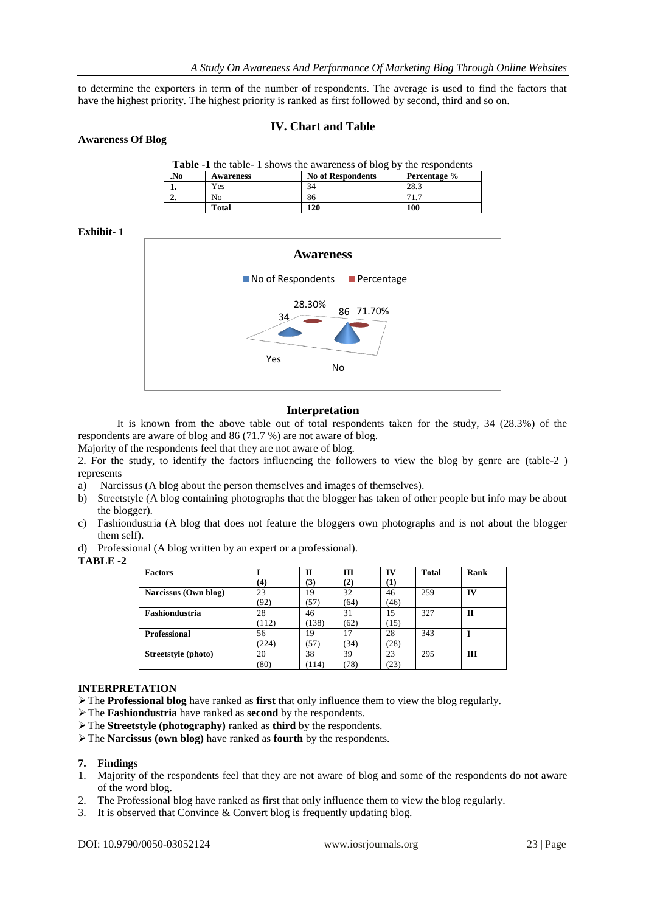to determine the exporters in term of the number of respondents. The average is used to find the factors that have the highest priority. The highest priority is ranked as first followed by second, third and so on.

## IV. Chart and Table

**Awareness Of Blog**

**Table -1** the table- 1 shows the awareness of blog by the respondents

| .No | Awareness | No of Respondents | Percentage % |
|---|---|---|---|
| 1. | Yes | 34 | 28.3 |
| 2. | No | 86 | 71.7 |
| | **Total** | **120** | **100** |

**Exhibit- 1**

Awareness

No of Respondents　Percentage

| | Yes | No |
|---|---|---|
| No of Respondents | 34 | 86 |
| Percentage | 28.30% | 71.70% |

### Interpretation

It is known from the above table out of total respondents taken for the study, 34 (28.3%) of the respondents are aware of blog and 86 (71.7 %) are not aware of blog.

Majority of the respondents feel that they are not aware of blog.

2. For the study, to identify the factors influencing the followers to view the blog by genre are (table-2 ) represents

a) Narcissus (A blog about the person themselves and images of themselves).
b) Streetstyle (A blog containing photographs that the blogger has taken of other people but info may be about the blogger).
c) Fashiondustria (A blog that does not feature the bloggers own photographs and is not about the blogger them self).
d) Professional (A blog written by an expert or a professional).

**TABLE -2**

| Factors | I (4) | II (3) | III (2) | IV (1) | Total | Rank |
|---|---|---|---|---|---|---|
| **Narcissus (Own blog)** | 23 (92) | 19 (57) | 32 (64) | 46 (46) | 259 | **IV** |
| **Fashiondustria** | 28 (112) | 46 (138) | 31 (62) | 15 (15) | 327 | **II** |
| **Professional** | 56 (224) | 19 (57) | 17 (34) | 28 (28) | 343 | **I** |
| **Streetstyle (photo)** | 20 (80) | 38 (114) | 39 (78) | 23 (23) | 295 | **III** |

**INTERPRETATION**

- The **Professional blog** have ranked as **first** that only influence them to view the blog regularly.
- The **Fashiondustria** have ranked as **second** by the respondents.
- The **Streetstyle (photography)** ranked as **third** by the respondents.
- The **Narcissus (own blog)** have ranked as **fourth** by the respondents.

### 7. Findings

1. Majority of the respondents feel that they are not aware of blog and some of the respondents do not aware of the word blog.
2. The Professional blog have ranked as first that only influence them to view the blog regularly.
3. It is observed that Convince & Convert blog is frequently updating blog.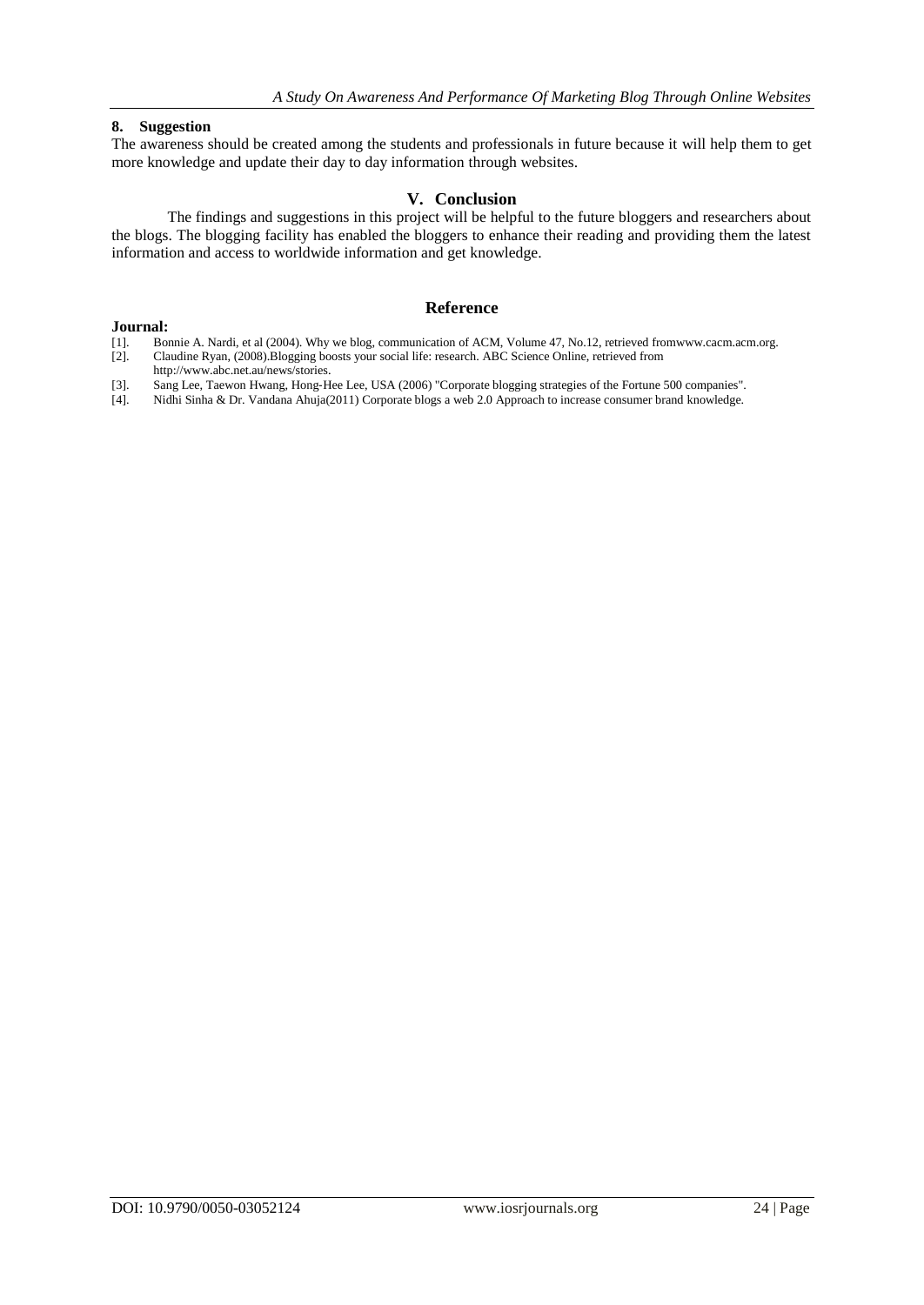### 8. Suggestion

The awareness should be created among the students and professionals in future because it will help them to get more knowledge and update their day to day information through websites.

## V. Conclusion

The findings and suggestions in this project will be helpful to the future bloggers and researchers about the blogs. The blogging facility has enabled the bloggers to enhance their reading and providing them the latest information and access to worldwide information and get knowledge.

## Reference

**Journal:**

[1]. Bonnie A. Nardi, et al (2004). Why we blog, communication of ACM, Volume 47, No.12, retrieved fromwww.cacm.acm.org.

[2]. Claudine Ryan, (2008).Blogging boosts your social life: research. ABC Science Online, retrieved from http://www.abc.net.au/news/stories.

[3]. Sang Lee, Taewon Hwang, Hong-Hee Lee, USA (2006) "Corporate blogging strategies of the Fortune 500 companies".

[4]. Nidhi Sinha & Dr. Vandana Ahuja(2011) Corporate blogs a web 2.0 Approach to increase consumer brand knowledge.